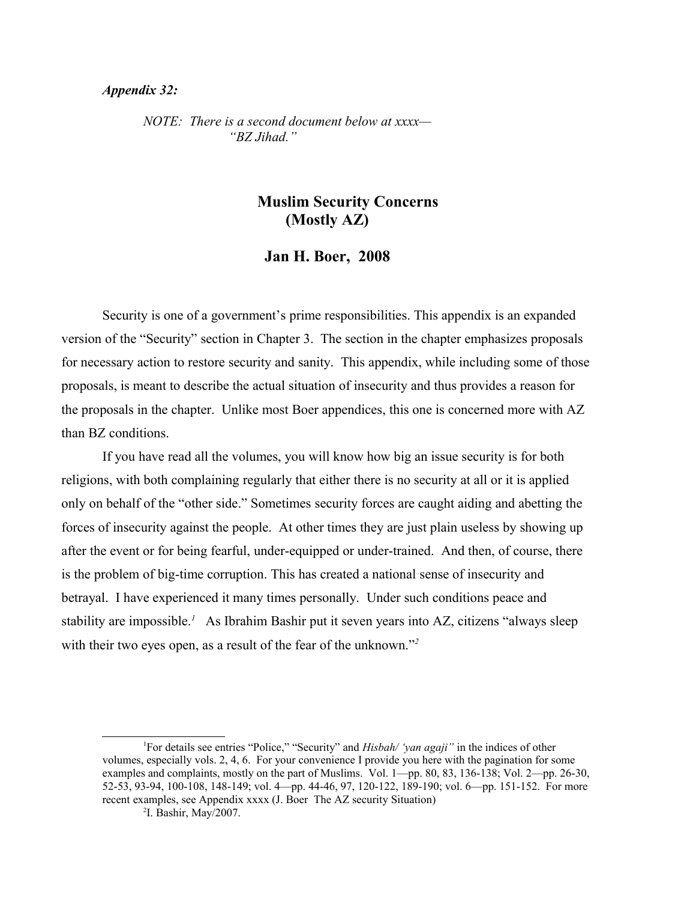*Appendix 32:*

*NOTE: There is a second document below at xxxx— "BZ Jihad."*

# Muslim Security Concerns (Mostly AZ)

## Jan H. Boer, 2008

Security is one of a government's prime responsibilities. This appendix is an expanded version of the "Security" section in Chapter 3. The section in the chapter emphasizes proposals for necessary action to restore security and sanity. This appendix, while including some of those proposals, is meant to describe the actual situation of insecurity and thus provides a reason for the proposals in the chapter. Unlike most Boer appendices, this one is concerned more with AZ than BZ conditions.

If you have read all the volumes, you will know how big an issue security is for both religions, with both complaining regularly that either there is no security at all or it is applied only on behalf of the "other side." Sometimes security forces are caught aiding and abetting the forces of insecurity against the people. At other times they are just plain useless by showing up after the event or for being fearful, under-equipped or under-trained. And then, of course, there is the problem of big-time corruption. This has created a national sense of insecurity and betrayal. I have experienced it many times personally. Under such conditions peace and stability are impossible.[1] As Ibrahim Bashir put it seven years into AZ, citizens "always sleep with their two eyes open, as a result of the fear of the unknown."[2]

---

[1]For details see entries "Police," "Security" and *Hisbah/ 'yan agaji"* in the indices of other volumes, especially vols. 2, 4, 6. For your convenience I provide you here with the pagination for some examples and complaints, mostly on the part of Muslims. Vol. 1—pp. 80, 83, 136-138; Vol. 2—pp. 26-30, 52-53, 93-94, 100-108, 148-149; vol. 4—pp. 44-46, 97, 120-122, 189-190; vol. 6—pp. 151-152. For more recent examples, see Appendix xxxx (J. Boer The AZ security Situation)

[2]I. Bashir, May/2007.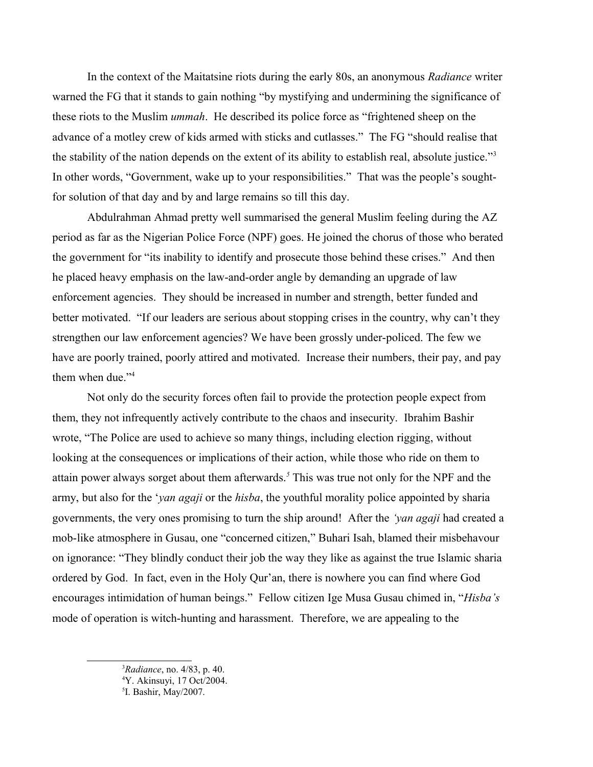In the context of the Maitatsine riots during the early 80s, an anonymous *Radiance* writer warned the FG that it stands to gain nothing "by mystifying and undermining the significance of these riots to the Muslim *ummah*. He described its police force as "frightened sheep on the advance of a motley crew of kids armed with sticks and cutlasses." The FG "should realise that the stability of the nation depends on the extent of its ability to establish real, absolute justice."[3] In other words, "Government, wake up to your responsibilities." That was the people's sought-for solution of that day and by and large remains so till this day.

Abdulrahman Ahmad pretty well summarised the general Muslim feeling during the AZ period as far as the Nigerian Police Force (NPF) goes. He joined the chorus of those who berated the government for "its inability to identify and prosecute those behind these crises." And then he placed heavy emphasis on the law-and-order angle by demanding an upgrade of law enforcement agencies. They should be increased in number and strength, better funded and better motivated. "If our leaders are serious about stopping crises in the country, why can't they strengthen our law enforcement agencies? We have been grossly under-policed. The few we have are poorly trained, poorly attired and motivated. Increase their numbers, their pay, and pay them when due."[4]

Not only do the security forces often fail to provide the protection people expect from them, they not infrequently actively contribute to the chaos and insecurity. Ibrahim Bashir wrote, "The Police are used to achieve so many things, including election rigging, without looking at the consequences or implications of their action, while those who ride on them to attain power always sorget about them afterwards.[5] This was true not only for the NPF and the army, but also for the '*yan agaji* or the *hisba*, the youthful morality police appointed by sharia governments, the very ones promising to turn the ship around! After the *'yan agaji* had created a mob-like atmosphere in Gusau, one "concerned citizen," Buhari Isah, blamed their misbehavour on ignorance: "They blindly conduct their job the way they like as against the true Islamic sharia ordered by God. In fact, even in the Holy Qur'an, there is nowhere you can find where God encourages intimidation of human beings." Fellow citizen Ige Musa Gusau chimed in, "*Hisba's* mode of operation is witch-hunting and harassment. Therefore, we are appealing to the

[3] *Radiance*, no. 4/83, p. 40.

[4] Y. Akinsuyi, 17 Oct/2004.

[5] I. Bashir, May/2007.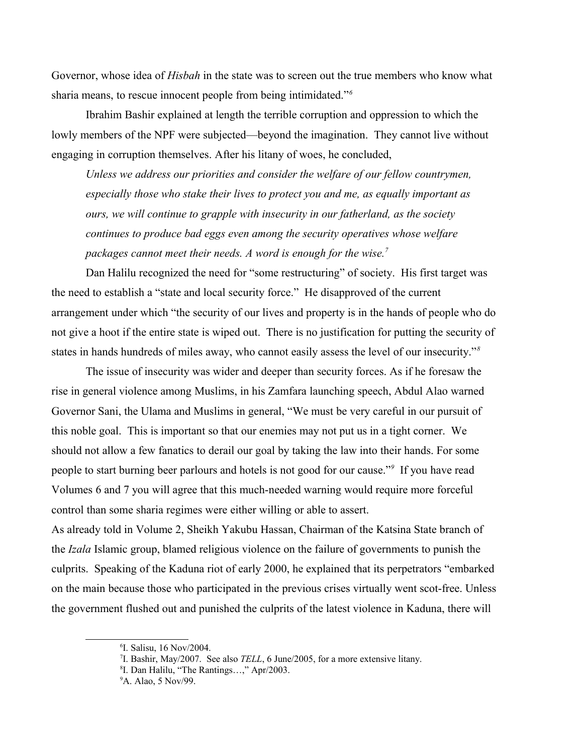Governor, whose idea of *Hisbah* in the state was to screen out the true members who know what sharia means, to rescue innocent people from being intimidated."[6]

Ibrahim Bashir explained at length the terrible corruption and oppression to which the lowly members of the NPF were subjected—beyond the imagination. They cannot live without engaging in corruption themselves. After his litany of woes, he concluded,

> *Unless we address our priorities and consider the welfare of our fellow countrymen, especially those who stake their lives to protect you and me, as equally important as ours, we will continue to grapple with insecurity in our fatherland, as the society continues to produce bad eggs even among the security operatives whose welfare packages cannot meet their needs. A word is enough for the wise.*[7]

Dan Halilu recognized the need for "some restructuring" of society. His first target was the need to establish a "state and local security force." He disapproved of the current arrangement under which "the security of our lives and property is in the hands of people who do not give a hoot if the entire state is wiped out. There is no justification for putting the security of states in hands hundreds of miles away, who cannot easily assess the level of our insecurity."[8]

The issue of insecurity was wider and deeper than security forces. As if he foresaw the rise in general violence among Muslims, in his Zamfara launching speech, Abdul Alao warned Governor Sani, the Ulama and Muslims in general, "We must be very careful in our pursuit of this noble goal. This is important so that our enemies may not put us in a tight corner. We should not allow a few fanatics to derail our goal by taking the law into their hands. For some people to start burning beer parlours and hotels is not good for our cause."[9] If you have read Volumes 6 and 7 you will agree that this much-needed warning would require more forceful control than some sharia regimes were either willing or able to assert.

As already told in Volume 2, Sheikh Yakubu Hassan, Chairman of the Katsina State branch of the *Izala* Islamic group, blamed religious violence on the failure of governments to punish the culprits. Speaking of the Kaduna riot of early 2000, he explained that its perpetrators "embarked on the main because those who participated in the previous crises virtually went scot-free. Unless the government flushed out and punished the culprits of the latest violence in Kaduna, there will

---

[6] I. Salisu, 16 Nov/2004.

[7] I. Bashir, May/2007. See also *TELL*, 6 June/2005, for a more extensive litany.

[8] I. Dan Halilu, "The Rantings…," Apr/2003.

[9] A. Alao, 5 Nov/99.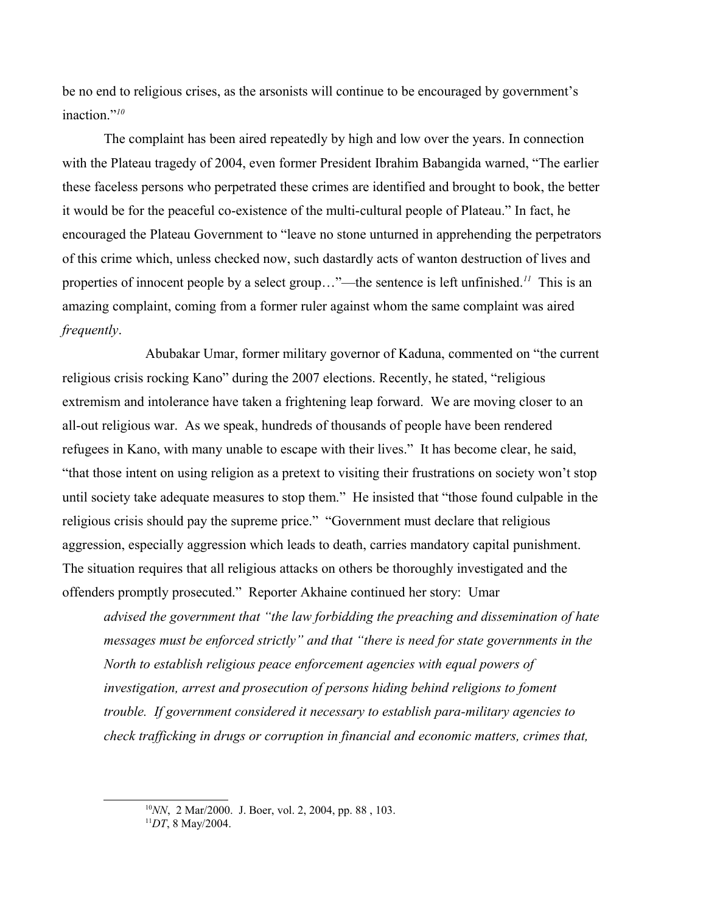be no end to religious crises, as the arsonists will continue to be encouraged by government's inaction."[10]

The complaint has been aired repeatedly by high and low over the years. In connection with the Plateau tragedy of 2004, even former President Ibrahim Babangida warned, "The earlier these faceless persons who perpetrated these crimes are identified and brought to book, the better it would be for the peaceful co-existence of the multi-cultural people of Plateau." In fact, he encouraged the Plateau Government to "leave no stone unturned in apprehending the perpetrators of this crime which, unless checked now, such dastardly acts of wanton destruction of lives and properties of innocent people by a select group…"—the sentence is left unfinished.[11] This is an amazing complaint, coming from a former ruler against whom the same complaint was aired *frequently*.

Abubakar Umar, former military governor of Kaduna, commented on "the current religious crisis rocking Kano" during the 2007 elections. Recently, he stated, "religious extremism and intolerance have taken a frightening leap forward. We are moving closer to an all-out religious war. As we speak, hundreds of thousands of people have been rendered refugees in Kano, with many unable to escape with their lives." It has become clear, he said, "that those intent on using religion as a pretext to visiting their frustrations on society won't stop until society take adequate measures to stop them." He insisted that "those found culpable in the religious crisis should pay the supreme price." "Government must declare that religious aggression, especially aggression which leads to death, carries mandatory capital punishment. The situation requires that all religious attacks on others be thoroughly investigated and the offenders promptly prosecuted." Reporter Akhaine continued her story: Umar

> *advised the government that "the law forbidding the preaching and dissemination of hate messages must be enforced strictly" and that "there is need for state governments in the North to establish religious peace enforcement agencies with equal powers of investigation, arrest and prosecution of persons hiding behind religions to foment trouble. If government considered it necessary to establish para-military agencies to check trafficking in drugs or corruption in financial and economic matters, crimes that,*

[10] *NN*, 2 Mar/2000. J. Boer, vol. 2, 2004, pp. 88 , 103.

[11] *DT*, 8 May/2004.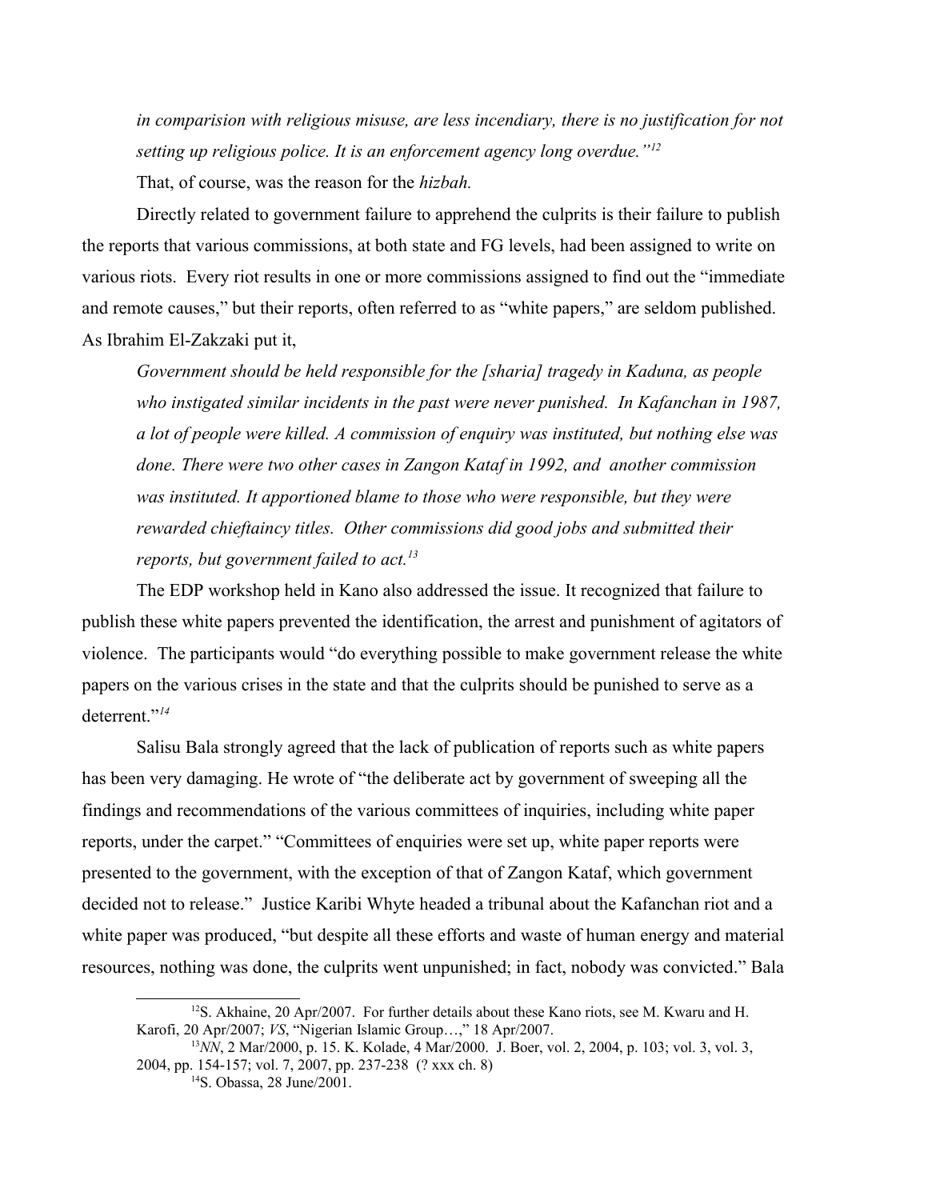*in comparision with religious misuse, are less incendiary, there is no justification for not setting up religious police. It is an enforcement agency long overdue."*[12]

That, of course, was the reason for the *hizbah.*

Directly related to government failure to apprehend the culprits is their failure to publish the reports that various commissions, at both state and FG levels, had been assigned to write on various riots. Every riot results in one or more commissions assigned to find out the "immediate and remote causes," but their reports, often referred to as "white papers," are seldom published. As Ibrahim El-Zakzaki put it,

*Government should be held responsible for the [sharia] tragedy in Kaduna, as people who instigated similar incidents in the past were never punished. In Kafanchan in 1987, a lot of people were killed. A commission of enquiry was instituted, but nothing else was done. There were two other cases in Zangon Kataf in 1992, and another commission was instituted. It apportioned blame to those who were responsible, but they were rewarded chieftaincy titles. Other commissions did good jobs and submitted their reports, but government failed to act.*[13]

The EDP workshop held in Kano also addressed the issue. It recognized that failure to publish these white papers prevented the identification, the arrest and punishment of agitators of violence. The participants would "do everything possible to make government release the white papers on the various crises in the state and that the culprits should be punished to serve as a deterrent."[14]

Salisu Bala strongly agreed that the lack of publication of reports such as white papers has been very damaging. He wrote of "the deliberate act by government of sweeping all the findings and recommendations of the various committees of inquiries, including white paper reports, under the carpet." "Committees of enquiries were set up, white paper reports were presented to the government, with the exception of that of Zangon Kataf, which government decided not to release." Justice Karibi Whyte headed a tribunal about the Kafanchan riot and a white paper was produced, "but despite all these efforts and waste of human energy and material resources, nothing was done, the culprits went unpunished; in fact, nobody was convicted." Bala

---

[12] S. Akhaine, 20 Apr/2007. For further details about these Kano riots, see M. Kwaru and H. Karofi, 20 Apr/2007; *VS*, "Nigerian Islamic Group…," 18 Apr/2007.

[13] *NN*, 2 Mar/2000, p. 15. K. Kolade, 4 Mar/2000. J. Boer, vol. 2, 2004, p. 103; vol. 3, vol. 3, 2004, pp. 154-157; vol. 7, 2007, pp. 237-238 (? xxx ch. 8)

[14] S. Obassa, 28 June/2001.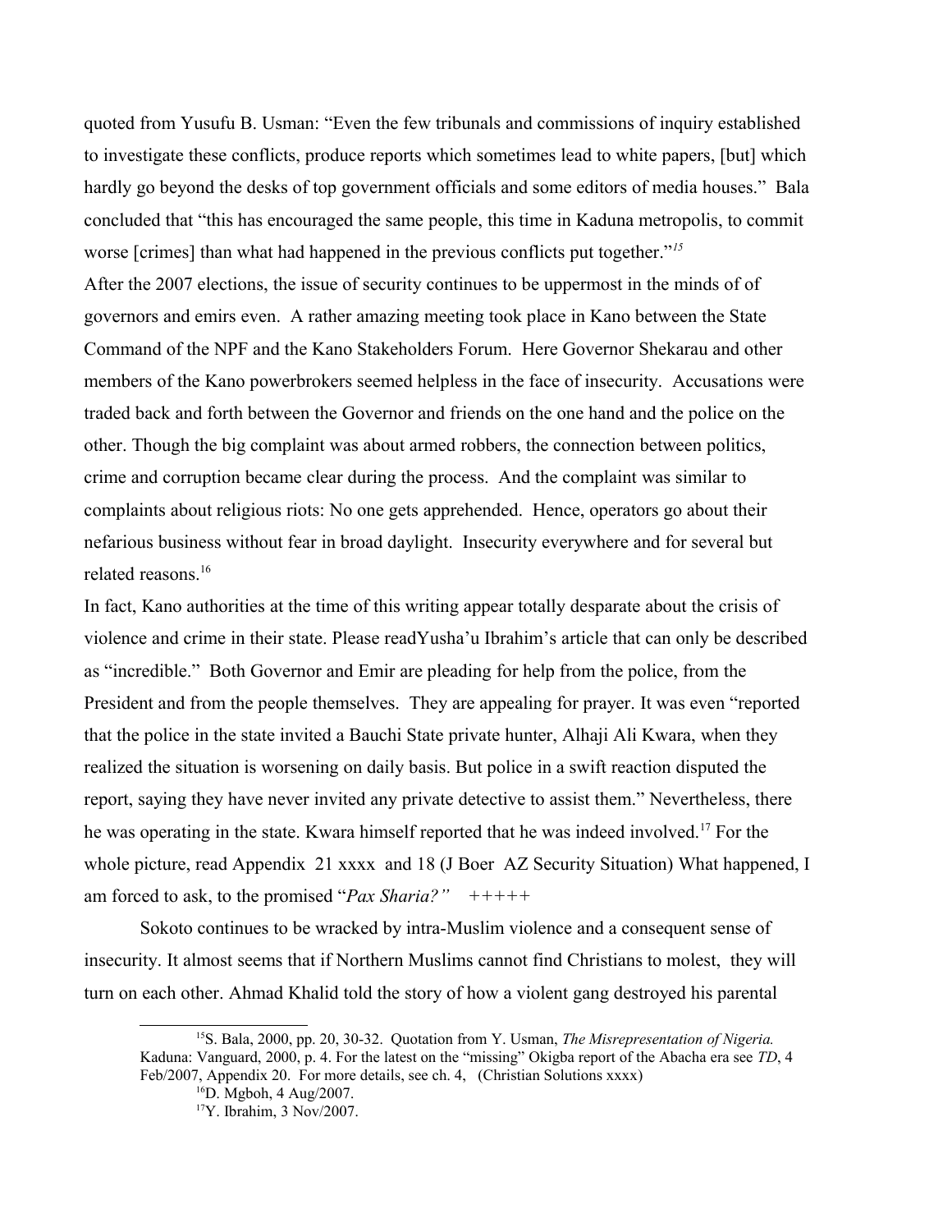quoted from Yusufu B. Usman: "Even the few tribunals and commissions of inquiry established to investigate these conflicts, produce reports which sometimes lead to white papers, [but] which hardly go beyond the desks of top government officials and some editors of media houses." Bala concluded that "this has encouraged the same people, this time in Kaduna metropolis, to commit worse [crimes] than what had happened in the previous conflicts put together."[15]

After the 2007 elections, the issue of security continues to be uppermost in the minds of of governors and emirs even. A rather amazing meeting took place in Kano between the State Command of the NPF and the Kano Stakeholders Forum. Here Governor Shekarau and other members of the Kano powerbrokers seemed helpless in the face of insecurity. Accusations were traded back and forth between the Governor and friends on the one hand and the police on the other. Though the big complaint was about armed robbers, the connection between politics, crime and corruption became clear during the process. And the complaint was similar to complaints about religious riots: No one gets apprehended. Hence, operators go about their nefarious business without fear in broad daylight. Insecurity everywhere and for several but related reasons.[16]

In fact, Kano authorities at the time of this writing appear totally desparate about the crisis of violence and crime in their state. Please readYusha'u Ibrahim's article that can only be described as "incredible." Both Governor and Emir are pleading for help from the police, from the President and from the people themselves. They are appealing for prayer. It was even "reported that the police in the state invited a Bauchi State private hunter, Alhaji Ali Kwara, when they realized the situation is worsening on daily basis. But police in a swift reaction disputed the report, saying they have never invited any private detective to assist them." Nevertheless, there he was operating in the state. Kwara himself reported that he was indeed involved.[17] For the whole picture, read Appendix 21 xxxx and 18 (J Boer AZ Security Situation) What happened, I am forced to ask, to the promised "*Pax Sharia?*" +++++

Sokoto continues to be wracked by intra-Muslim violence and a consequent sense of insecurity. It almost seems that if Northern Muslims cannot find Christians to molest, they will turn on each other. Ahmad Khalid told the story of how a violent gang destroyed his parental

---

[15] S. Bala, 2000, pp. 20, 30-32. Quotation from Y. Usman, *The Misrepresentation of Nigeria.* Kaduna: Vanguard, 2000, p. 4. For the latest on the "missing" Okigba report of the Abacha era see *TD*, 4 Feb/2007, Appendix 20. For more details, see ch. 4, (Christian Solutions xxxx)

[16] D. Mgboh, 4 Aug/2007.

[17] Y. Ibrahim, 3 Nov/2007.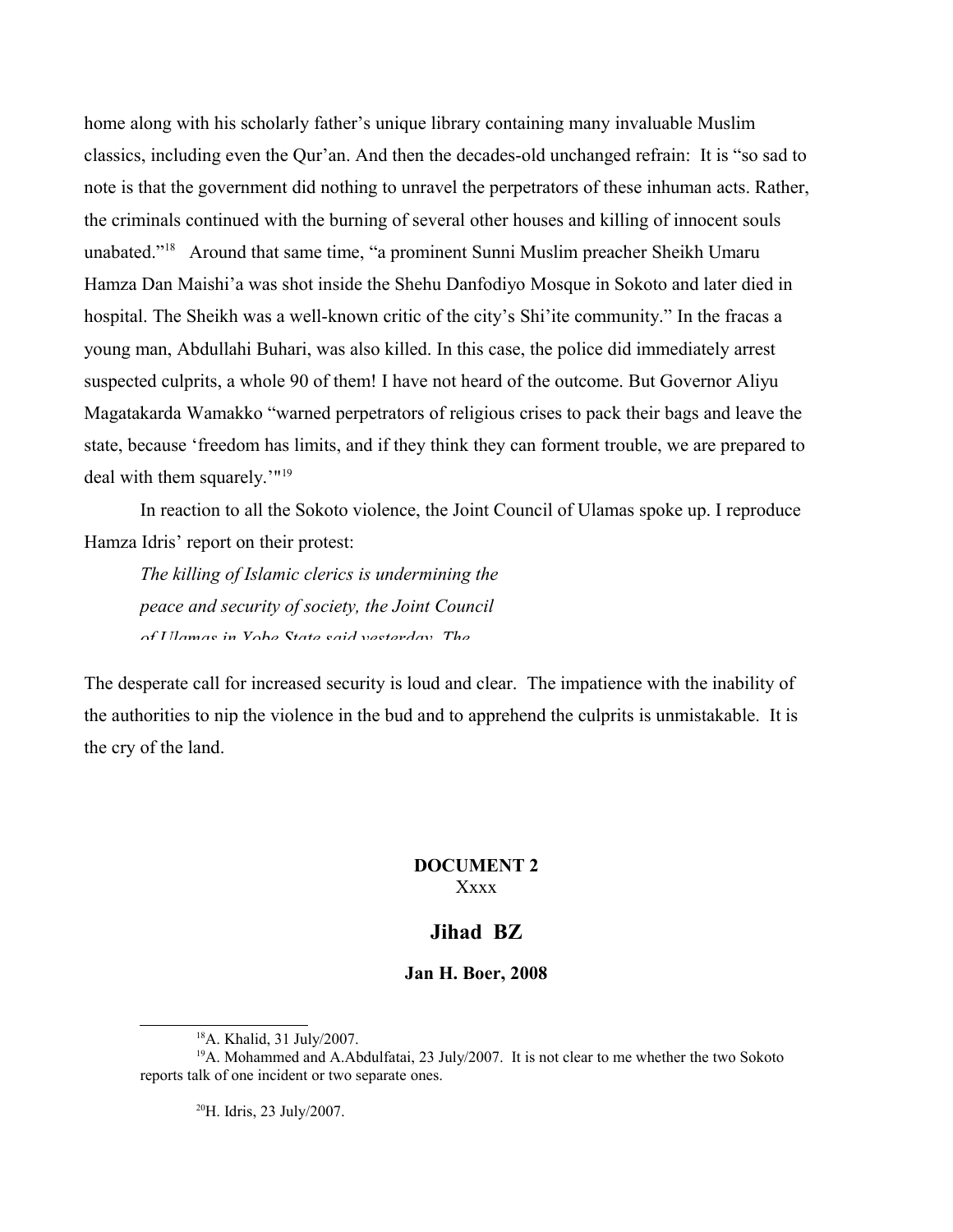home along with his scholarly father's unique library containing many invaluable Muslim classics, including even the Qur'an. And then the decades-old unchanged refrain: It is "so sad to note is that the government did nothing to unravel the perpetrators of these inhuman acts. Rather, the criminals continued with the burning of several other houses and killing of innocent souls unabated."[18] Around that same time, "a prominent Sunni Muslim preacher Sheikh Umaru Hamza Dan Maishi'a was shot inside the Shehu Danfodiyo Mosque in Sokoto and later died in hospital. The Sheikh was a well-known critic of the city's Shi'ite community." In the fracas a young man, Abdullahi Buhari, was also killed. In this case, the police did immediately arrest suspected culprits, a whole 90 of them! I have not heard of the outcome. But Governor Aliyu Magatakarda Wamakko "warned perpetrators of religious crises to pack their bags and leave the state, because 'freedom has limits, and if they think they can forment trouble, we are prepared to deal with them squarely.'"[19]

In reaction to all the Sokoto violence, the Joint Council of Ulamas spoke up. I reproduce Hamza Idris' report on their protest:

> *The killing of Islamic clerics is undermining the peace and security of society, the Joint Council of Ulamas in Yobe State said yesterday. The*

The desperate call for increased security is loud and clear. The impatience with the inability of the authorities to nip the violence in the bud and to apprehend the culprits is unmistakable. It is the cry of the land.

**DOCUMENT 2**

Xxxx

## Jihad BZ

**Jan H. Boer, 2008**

---

[18] A. Khalid, 31 July/2007.

[19] A. Mohammed and A.Abdulfatai, 23 July/2007. It is not clear to me whether the two Sokoto reports talk of one incident or two separate ones.

[20] H. Idris, 23 July/2007.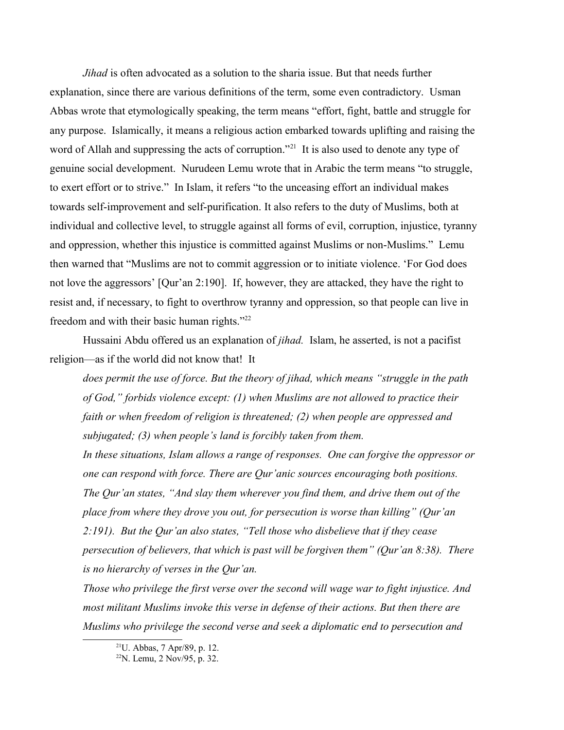*Jihad* is often advocated as a solution to the sharia issue. But that needs further explanation, since there are various definitions of the term, some even contradictory. Usman Abbas wrote that etymologically speaking, the term means "effort, fight, battle and struggle for any purpose. Islamically, it means a religious action embarked towards uplifting and raising the word of Allah and suppressing the acts of corruption."[21] It is also used to denote any type of genuine social development. Nurudeen Lemu wrote that in Arabic the term means "to struggle, to exert effort or to strive." In Islam, it refers "to the unceasing effort an individual makes towards self-improvement and self-purification. It also refers to the duty of Muslims, both at individual and collective level, to struggle against all forms of evil, corruption, injustice, tyranny and oppression, whether this injustice is committed against Muslims or non-Muslims." Lemu then warned that "Muslims are not to commit aggression or to initiate violence. 'For God does not love the aggressors' [Qur'an 2:190]. If, however, they are attacked, they have the right to resist and, if necessary, to fight to overthrow tyranny and oppression, so that people can live in freedom and with their basic human rights."[22]

Hussaini Abdu offered us an explanation of *jihad.* Islam, he asserted, is not a pacifist religion—as if the world did not know that! It

> *does permit the use of force. But the theory of jihad, which means "struggle in the path of God," forbids violence except: (1) when Muslims are not allowed to practice their faith or when freedom of religion is threatened; (2) when people are oppressed and subjugated; (3) when people's land is forcibly taken from them.*
>
> *In these situations, Islam allows a range of responses. One can forgive the oppressor or one can respond with force. There are Qur'anic sources encouraging both positions. The Qur'an states, "And slay them wherever you find them, and drive them out of the place from where they drove you out, for persecution is worse than killing" (Qur'an 2:191). But the Qur'an also states, "Tell those who disbelieve that if they cease persecution of believers, that which is past will be forgiven them" (Qur'an 8:38). There is no hierarchy of verses in the Qur'an.*
>
> *Those who privilege the first verse over the second will wage war to fight injustice. And most militant Muslims invoke this verse in defense of their actions. But then there are Muslims who privilege the second verse and seek a diplomatic end to persecution and*

---

[21] U. Abbas, 7 Apr/89, p. 12.

[22] N. Lemu, 2 Nov/95, p. 32.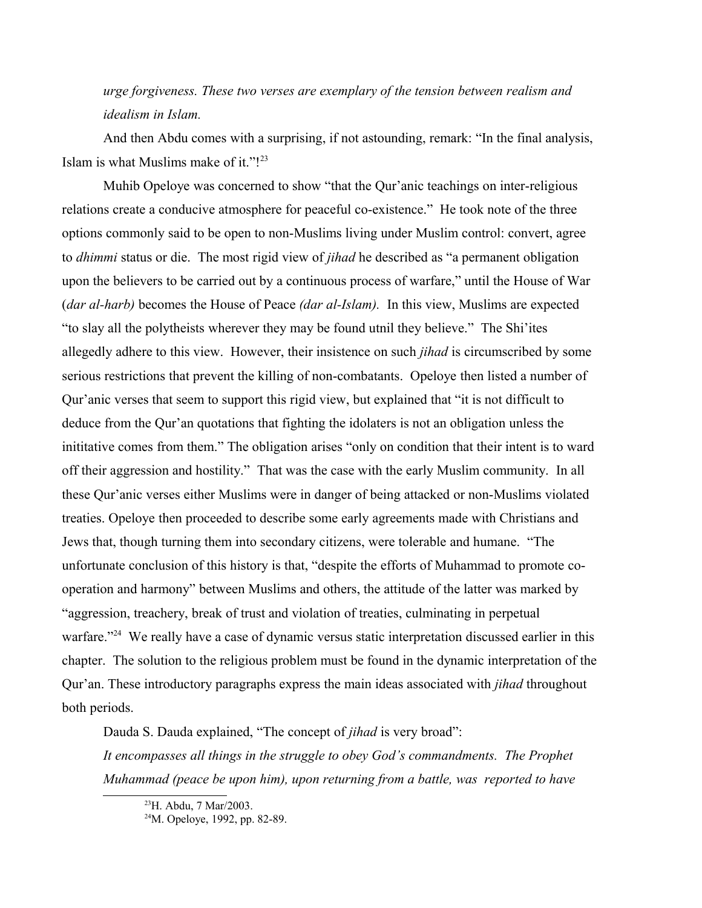*urge forgiveness. These two verses are exemplary of the tension between realism and idealism in Islam.*

And then Abdu comes with a surprising, if not astounding, remark: "In the final analysis, Islam is what Muslims make of it."![23]

Muhib Opeloye was concerned to show "that the Qur'anic teachings on inter-religious relations create a conducive atmosphere for peaceful co-existence." He took note of the three options commonly said to be open to non-Muslims living under Muslim control: convert, agree to *dhimmi* status or die. The most rigid view of *jihad* he described as "a permanent obligation upon the believers to be carried out by a continuous process of warfare," until the House of War (*dar al-harb)* becomes the House of Peace *(dar al-Islam).* In this view, Muslims are expected "to slay all the polytheists wherever they may be found utnil they believe." The Shi'ites allegedly adhere to this view. However, their insistence on such *jihad* is circumscribed by some serious restrictions that prevent the killing of non-combatants. Opeloye then listed a number of Qur'anic verses that seem to support this rigid view, but explained that "it is not difficult to deduce from the Qur'an quotations that fighting the idolaters is not an obligation unless the inititative comes from them." The obligation arises "only on condition that their intent is to ward off their aggression and hostility." That was the case with the early Muslim community. In all these Qur'anic verses either Muslims were in danger of being attacked or non-Muslims violated treaties. Opeloye then proceeded to describe some early agreements made with Christians and Jews that, though turning them into secondary citizens, were tolerable and humane. "The unfortunate conclusion of this history is that, "despite the efforts of Muhammad to promote co-operation and harmony" between Muslims and others, the attitude of the latter was marked by "aggression, treachery, break of trust and violation of treaties, culminating in perpetual warfare."[24] We really have a case of dynamic versus static interpretation discussed earlier in this chapter. The solution to the religious problem must be found in the dynamic interpretation of the Qur'an. These introductory paragraphs express the main ideas associated with *jihad* throughout both periods.

Dauda S. Dauda explained, "The concept of *jihad* is very broad":

*It encompasses all things in the struggle to obey God's commandments. The Prophet Muhammad (peace be upon him), upon returning from a battle, was reported to have*

[23] H. Abdu, 7 Mar/2003.

[24] M. Opeloye, 1992, pp. 82-89.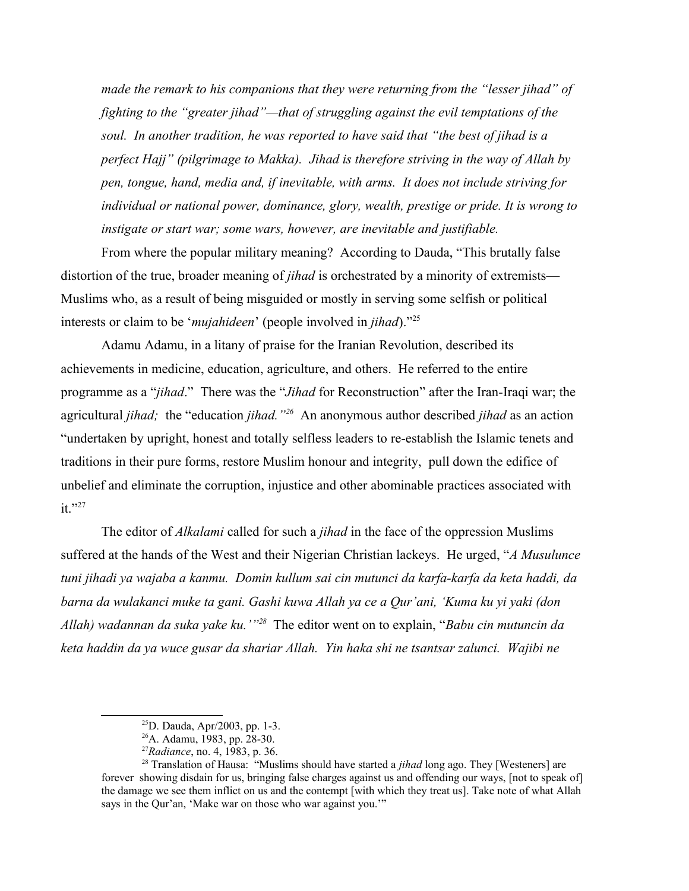*made the remark to his companions that they were returning from the "lesser jihad" of fighting to the "greater jihad"—that of struggling against the evil temptations of the soul. In another tradition, he was reported to have said that "the best of jihad is a perfect Hajj" (pilgrimage to Makka). Jihad is therefore striving in the way of Allah by pen, tongue, hand, media and, if inevitable, with arms. It does not include striving for individual or national power, dominance, glory, wealth, prestige or pride. It is wrong to instigate or start war; some wars, however, are inevitable and justifiable.*

From where the popular military meaning? According to Dauda, "This brutally false distortion of the true, broader meaning of *jihad* is orchestrated by a minority of extremists—Muslims who, as a result of being misguided or mostly in serving some selfish or political interests or claim to be '*mujahideen*' (people involved in *jihad*)."[25]

Adamu Adamu, in a litany of praise for the Iranian Revolution, described its achievements in medicine, education, agriculture, and others. He referred to the entire programme as a "*jihad*." There was the "*Jihad* for Reconstruction" after the Iran-Iraqi war; the agricultural *jihad;* the "education *jihad.*"[26] An anonymous author described *jihad* as an action "undertaken by upright, honest and totally selfless leaders to re-establish the Islamic tenets and traditions in their pure forms, restore Muslim honour and integrity, pull down the edifice of unbelief and eliminate the corruption, injustice and other abominable practices associated with it."[27]

The editor of *Alkalami* called for such a *jihad* in the face of the oppression Muslims suffered at the hands of the West and their Nigerian Christian lackeys. He urged, "*A Musulunce tuni jihadi ya wajaba a kanmu. Domin kullum sai cin mutunci da karfa-karfa da keta haddi, da barna da wulakanci muke ta gani. Gashi kuwa Allah ya ce a Qur'ani, 'Kuma ku yi yaki (don Allah) wadannan da suka yake ku.'*"[28] The editor went on to explain, "*Babu cin mutuncin da keta haddin da ya wuce gusar da shariar Allah. Yin haka shi ne tsantsar zalunci. Wajibi ne*

---

[25] D. Dauda, Apr/2003, pp. 1-3.

[26] A. Adamu, 1983, pp. 28-30.

[27] *Radiance*, no. 4, 1983, p. 36.

[28] Translation of Hausa: "Muslims should have started a *jihad* long ago. They [Westeners] are forever showing disdain for us, bringing false charges against us and offending our ways, [not to speak of] the damage we see them inflict on us and the contempt [with which they treat us]. Take note of what Allah says in the Qur'an, 'Make war on those who war against you.'"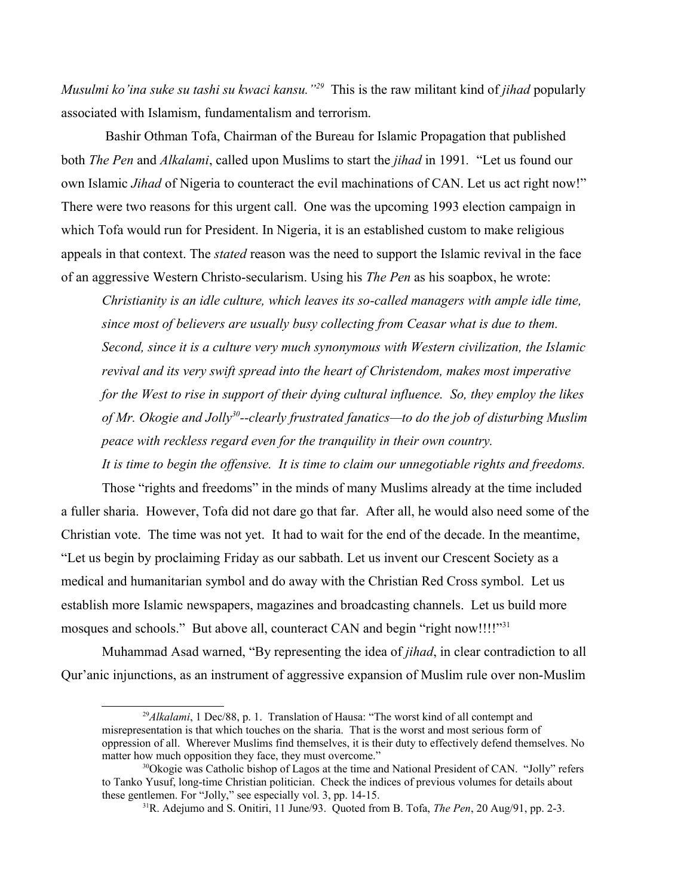*Musulmi ko'ina suke su tashi su kwaci kansu."*[29] This is the raw militant kind of *jihad* popularly associated with Islamism, fundamentalism and terrorism.

Bashir Othman Tofa, Chairman of the Bureau for Islamic Propagation that published both *The Pen* and *Alkalami*, called upon Muslims to start the *jihad* in 1991. "Let us found our own Islamic *Jihad* of Nigeria to counteract the evil machinations of CAN. Let us act right now!" There were two reasons for this urgent call. One was the upcoming 1993 election campaign in which Tofa would run for President. In Nigeria, it is an established custom to make religious appeals in that context. The *stated* reason was the need to support the Islamic revival in the face of an aggressive Western Christo-secularism. Using his *The Pen* as his soapbox, he wrote:

> *Christianity is an idle culture, which leaves its so-called managers with ample idle time, since most of believers are usually busy collecting from Ceasar what is due to them. Second, since it is a culture very much synonymous with Western civilization, the Islamic revival and its very swift spread into the heart of Christendom, makes most imperative for the West to rise in support of their dying cultural influence. So, they employ the likes of Mr. Okogie and Jolly*[30]*--clearly frustrated fanatics—to do the job of disturbing Muslim peace with reckless regard even for the tranquility in their own country.*
>
> *It is time to begin the offensive. It is time to claim our unnegotiable rights and freedoms.*

Those "rights and freedoms" in the minds of many Muslims already at the time included a fuller sharia. However, Tofa did not dare go that far. After all, he would also need some of the Christian vote. The time was not yet. It had to wait for the end of the decade. In the meantime, "Let us begin by proclaiming Friday as our sabbath. Let us invent our Crescent Society as a medical and humanitarian symbol and do away with the Christian Red Cross symbol. Let us establish more Islamic newspapers, magazines and broadcasting channels. Let us build more mosques and schools." But above all, counteract CAN and begin "right now!!!!"[31]

Muhammad Asad warned, "By representing the idea of *jihad*, in clear contradiction to all Qur'anic injunctions, as an instrument of aggressive expansion of Muslim rule over non-Muslim

---

[29] *Alkalami*, 1 Dec/88, p. 1. Translation of Hausa: "The worst kind of all contempt and misrepresentation is that which touches on the sharia. That is the worst and most serious form of oppression of all. Wherever Muslims find themselves, it is their duty to effectively defend themselves. No matter how much opposition they face, they must overcome."

[30] Okogie was Catholic bishop of Lagos at the time and National President of CAN. "Jolly" refers to Tanko Yusuf, long-time Christian politician. Check the indices of previous volumes for details about these gentlemen. For "Jolly," see especially vol. 3, pp. 14-15.

[31] R. Adejumo and S. Onitiri, 11 June/93. Quoted from B. Tofa, *The Pen*, 20 Aug/91, pp. 2-3.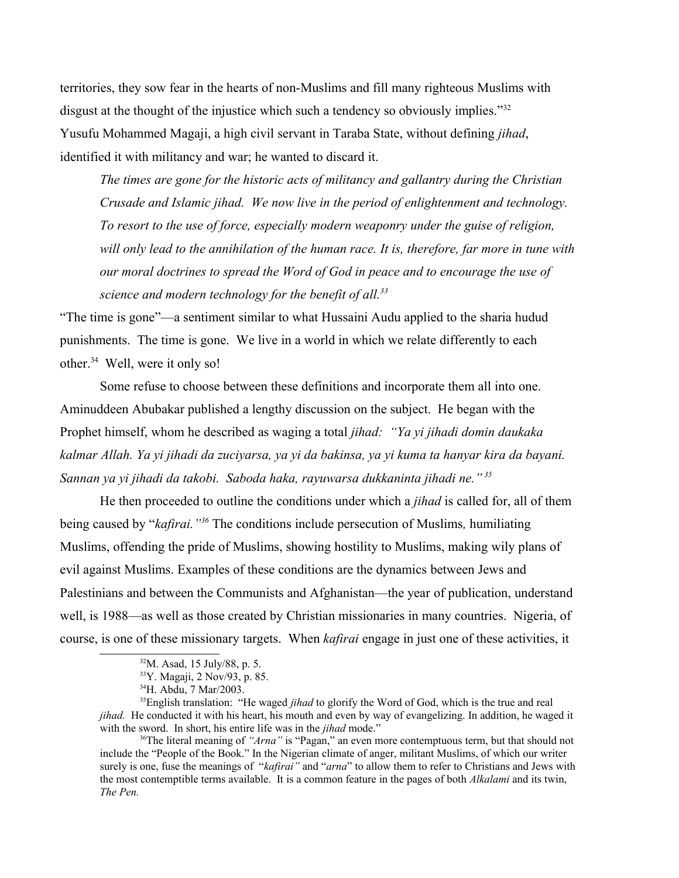territories, they sow fear in the hearts of non-Muslims and fill many righteous Muslims with disgust at the thought of the injustice which such a tendency so obviously implies."[32] Yusufu Mohammed Magaji, a high civil servant in Taraba State, without defining *jihad*, identified it with militancy and war; he wanted to discard it.

> *The times are gone for the historic acts of militancy and gallantry during the Christian Crusade and Islamic jihad. We now live in the period of enlightenment and technology. To resort to the use of force, especially modern weaponry under the guise of religion, will only lead to the annihilation of the human race. It is, therefore, far more in tune with our moral doctrines to spread the Word of God in peace and to encourage the use of science and modern technology for the benefit of all.[33]*

"The time is gone"—a sentiment similar to what Hussaini Audu applied to the sharia hudud punishments. The time is gone. We live in a world in which we relate differently to each other.[34] Well, were it only so!

Some refuse to choose between these definitions and incorporate them all into one. Aminuddeen Abubakar published a lengthy discussion on the subject. He began with the Prophet himself, whom he described as waging a total *jihad: "Ya yi jihadi domin daukaka kalmar Allah. Ya yi jihadi da zuciyarsa, ya yi da bakinsa, ya yi kuma ta hanyar kira da bayani. Sannan ya yi jihadi da takobi. Saboda haka, rayuwarsa dukkaninta jihadi ne."[35]*

He then proceeded to outline the conditions under which a *jihad* is called for, all of them being caused by "*kafirai."[36]* The conditions include persecution of Muslims, humiliating Muslims, offending the pride of Muslims, showing hostility to Muslims, making wily plans of evil against Muslims. Examples of these conditions are the dynamics between Jews and Palestinians and between the Communists and Afghanistan—the year of publication, understand well, is 1988—as well as those created by Christian missionaries in many countries. Nigeria, of course, is one of these missionary targets. When *kafirai* engage in just one of these activities, it

---

[32] M. Asad, 15 July/88, p. 5.

[33] Y. Magaji, 2 Nov/93, p. 85.

[34] H. Abdu, 7 Mar/2003.

[35] English translation: "He waged *jihad* to glorify the Word of God, which is the true and real *jihad.* He conducted it with his heart, his mouth and even by way of evangelizing. In addition, he waged it with the sword. In short, his entire life was in the *jihad* mode."

[36] The literal meaning of *"Arna"* is "Pagan," an even more contemptuous term, but that should not include the "People of the Book." In the Nigerian climate of anger, militant Muslims, of which our writer surely is one, fuse the meanings of "*kafirai"* and "*arna*" to allow them to refer to Christians and Jews with the most contemptible terms available. It is a common feature in the pages of both *Alkalami* and its twin, *The Pen.*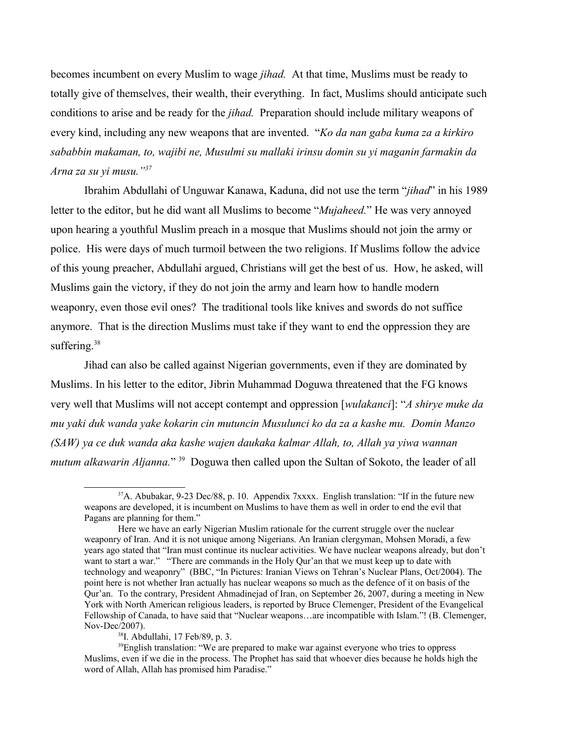becomes incumbent on every Muslim to wage *jihad.* At that time, Muslims must be ready to totally give of themselves, their wealth, their everything. In fact, Muslims should anticipate such conditions to arise and be ready for the *jihad.* Preparation should include military weapons of every kind, including any new weapons that are invented. "*Ko da nan gaba kuma za a kirkiro sababbin makaman, to, wajibi ne, Musulmi su mallaki irinsu domin su yi maganin farmakin da Arna za su yi musu."*[37]

Ibrahim Abdullahi of Unguwar Kanawa, Kaduna, did not use the term "*jihad*" in his 1989 letter to the editor, but he did want all Muslims to become "*Mujaheed.*" He was very annoyed upon hearing a youthful Muslim preach in a mosque that Muslims should not join the army or police. His were days of much turmoil between the two religions. If Muslims follow the advice of this young preacher, Abdullahi argued, Christians will get the best of us. How, he asked, will Muslims gain the victory, if they do not join the army and learn how to handle modern weaponry, even those evil ones? The traditional tools like knives and swords do not suffice anymore. That is the direction Muslims must take if they want to end the oppression they are suffering.[38]

Jihad can also be called against Nigerian governments, even if they are dominated by Muslims. In his letter to the editor, Jibrin Muhammad Doguwa threatened that the FG knows very well that Muslims will not accept contempt and oppression [*wulakanci*]: "*A shirye muke da mu yaki duk wanda yake kokarin cin mutuncin Musulunci ko da za a kashe mu. Domin Manzo (SAW) ya ce duk wanda aka kashe wajen daukaka kalmar Allah, to, Allah ya yiwa wannan mutum alkawarin Aljanna.*"[39] Doguwa then called upon the Sultan of Sokoto, the leader of all

---

[37] A. Abubakar, 9-23 Dec/88, p. 10. Appendix 7xxxx. English translation: "If in the future new weapons are developed, it is incumbent on Muslims to have them as well in order to end the evil that Pagans are planning for them."

Here we have an early Nigerian Muslim rationale for the current struggle over the nuclear weaponry of Iran. And it is not unique among Nigerians. An Iranian clergyman, Mohsen Moradi, a few years ago stated that "Iran must continue its nuclear activities. We have nuclear weapons already, but don't want to start a war." "There are commands in the Holy Qur'an that we must keep up to date with technology and weaponry" (BBC, "In Pictures: Iranian Views on Tehran's Nuclear Plans, Oct/2004). The point here is not whether Iran actually has nuclear weapons so much as the defence of it on basis of the Qur'an. To the contrary, President Ahmadinejad of Iran, on September 26, 2007, during a meeting in New York with North American religious leaders, is reported by Bruce Clemenger, President of the Evangelical Fellowship of Canada, to have said that "Nuclear weapons…are incompatible with Islam."! (B. Clemenger, Nov-Dec/2007).

[38] I. Abdullahi, 17 Feb/89, p. 3.

[39] English translation: "We are prepared to make war against everyone who tries to oppress Muslims, even if we die in the process. The Prophet has said that whoever dies because he holds high the word of Allah, Allah has promised him Paradise."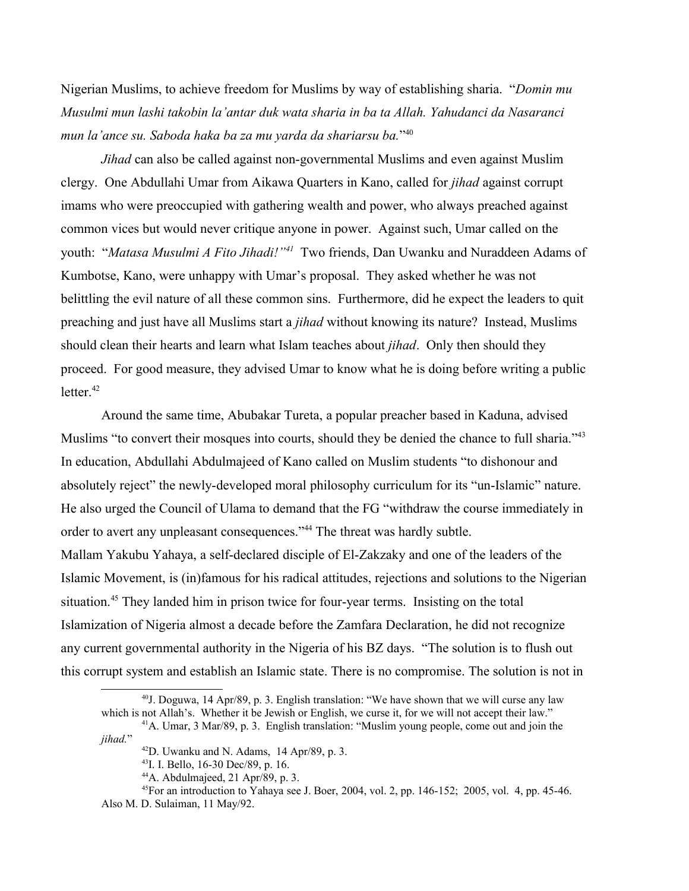Nigerian Muslims, to achieve freedom for Muslims by way of establishing sharia. "*Domin mu Musulmi mun lashi takobin la'antar duk wata sharia in ba ta Allah. Yahudanci da Nasaranci mun la'ance su. Saboda haka ba za mu yarda da shariarsu ba.*"[40]

*Jihad* can also be called against non-governmental Muslims and even against Muslim clergy. One Abdullahi Umar from Aikawa Quarters in Kano, called for *jihad* against corrupt imams who were preoccupied with gathering wealth and power, who always preached against common vices but would never critique anyone in power. Against such, Umar called on the youth: "*Matasa Musulmi A Fito Jihadi!"*[41] Two friends, Dan Uwanku and Nuraddeen Adams of Kumbotse, Kano, were unhappy with Umar's proposal. They asked whether he was not belittling the evil nature of all these common sins. Furthermore, did he expect the leaders to quit preaching and just have all Muslims start a *jihad* without knowing its nature? Instead, Muslims should clean their hearts and learn what Islam teaches about *jihad*. Only then should they proceed. For good measure, they advised Umar to know what he is doing before writing a public letter.[42]

Around the same time, Abubakar Tureta, a popular preacher based in Kaduna, advised Muslims "to convert their mosques into courts, should they be denied the chance to full sharia."[43] In education, Abdullahi Abdulmajeed of Kano called on Muslim students "to dishonour and absolutely reject" the newly-developed moral philosophy curriculum for its "un-Islamic" nature. He also urged the Council of Ulama to demand that the FG "withdraw the course immediately in order to avert any unpleasant consequences."[44] The threat was hardly subtle.

Mallam Yakubu Yahaya, a self-declared disciple of El-Zakzaky and one of the leaders of the Islamic Movement, is (in)famous for his radical attitudes, rejections and solutions to the Nigerian situation.[45] They landed him in prison twice for four-year terms. Insisting on the total Islamization of Nigeria almost a decade before the Zamfara Declaration, he did not recognize any current governmental authority in the Nigeria of his BZ days. "The solution is to flush out this corrupt system and establish an Islamic state. There is no compromise. The solution is not in

---

[40] J. Doguwa, 14 Apr/89, p. 3. English translation: "We have shown that we will curse any law which is not Allah's. Whether it be Jewish or English, we curse it, for we will not accept their law."

[41] A. Umar, 3 Mar/89, p. 3. English translation: "Muslim young people, come out and join the *jihad.*"

[42] D. Uwanku and N. Adams, 14 Apr/89, p. 3.

[43] I. I. Bello, 16-30 Dec/89, p. 16.

[44] A. Abdulmajeed, 21 Apr/89, p. 3.

[45] For an introduction to Yahaya see J. Boer, 2004, vol. 2, pp. 146-152; 2005, vol. 4, pp. 45-46. Also M. D. Sulaiman, 11 May/92.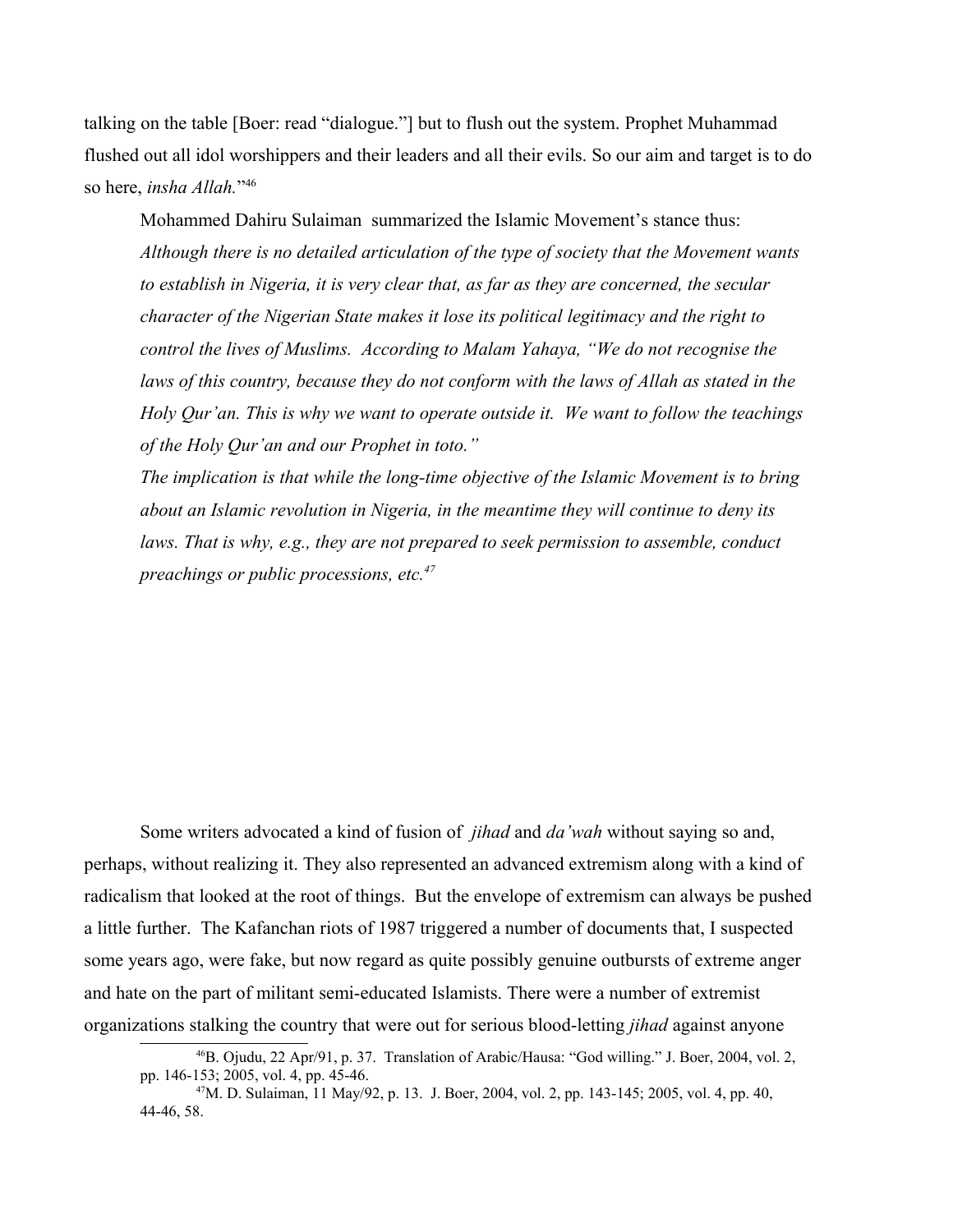talking on the table [Boer: read "dialogue."] but to flush out the system. Prophet Muhammad flushed out all idol worshippers and their leaders and all their evils. So our aim and target is to do so here, *insha Allah.*"[46]

> Mohammed Dahiru Sulaiman summarized the Islamic Movement's stance thus:
> *Although there is no detailed articulation of the type of society that the Movement wants to establish in Nigeria, it is very clear that, as far as they are concerned, the secular character of the Nigerian State makes it lose its political legitimacy and the right to control the lives of Muslims. According to Malam Yahaya, "We do not recognise the laws of this country, because they do not conform with the laws of Allah as stated in the Holy Qur'an. This is why we want to operate outside it. We want to follow the teachings of the Holy Qur'an and our Prophet in toto."*
> *The implication is that while the long-time objective of the Islamic Movement is to bring about an Islamic revolution in Nigeria, in the meantime they will continue to deny its laws. That is why, e.g., they are not prepared to seek permission to assemble, conduct preachings or public processions, etc.*[47]

Some writers advocated a kind of fusion of *jihad* and *da'wah* without saying so and, perhaps, without realizing it. They also represented an advanced extremism along with a kind of radicalism that looked at the root of things. But the envelope of extremism can always be pushed a little further. The Kafanchan riots of 1987 triggered a number of documents that, I suspected some years ago, were fake, but now regard as quite possibly genuine outbursts of extreme anger and hate on the part of militant semi-educated Islamists. There were a number of extremist organizations stalking the country that were out for serious blood-letting *jihad* against anyone

---

[46] B. Ojudu, 22 Apr/91, p. 37. Translation of Arabic/Hausa: "God willing." J. Boer, 2004, vol. 2, pp. 146-153; 2005, vol. 4, pp. 45-46.

[47] M. D. Sulaiman, 11 May/92, p. 13. J. Boer, 2004, vol. 2, pp. 143-145; 2005, vol. 4, pp. 40, 44-46, 58.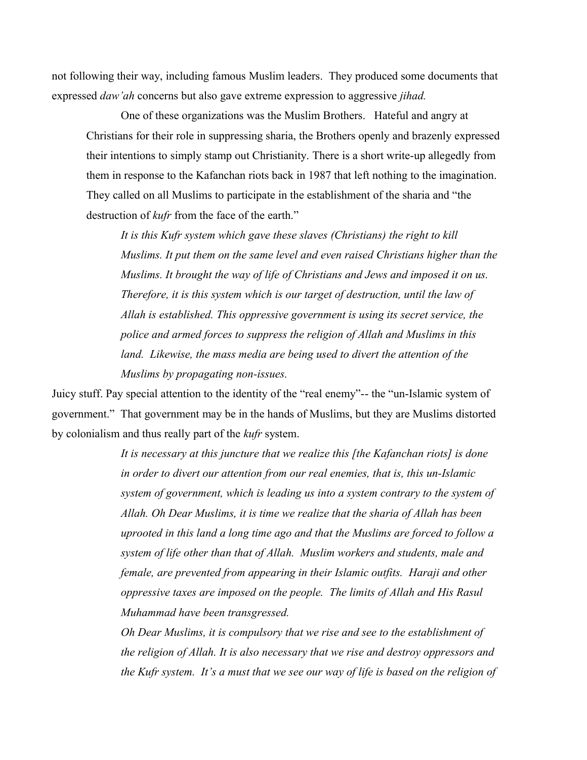not following their way, including famous Muslim leaders. They produced some documents that expressed *daw'ah* concerns but also gave extreme expression to aggressive *jihad.*

> One of these organizations was the Muslim Brothers. Hateful and angry at Christians for their role in suppressing sharia, the Brothers openly and brazenly expressed their intentions to simply stamp out Christianity. There is a short write-up allegedly from them in response to the Kafanchan riots back in 1987 that left nothing to the imagination. They called on all Muslims to participate in the establishment of the sharia and "the destruction of *kufr* from the face of the earth."
>
> > *It is this Kufr system which gave these slaves (Christians) the right to kill Muslims. It put them on the same level and even raised Christians higher than the Muslims. It brought the way of life of Christians and Jews and imposed it on us. Therefore, it is this system which is our target of destruction, until the law of Allah is established. This oppressive government is using its secret service, the police and armed forces to suppress the religion of Allah and Muslims in this land. Likewise, the mass media are being used to divert the attention of the Muslims by propagating non-issues.*

Juicy stuff. Pay special attention to the identity of the "real enemy"-- the "un-Islamic system of government." That government may be in the hands of Muslims, but they are Muslims distorted by colonialism and thus really part of the *kufr* system.

> *It is necessary at this juncture that we realize this [the Kafanchan riots] is done in order to divert our attention from our real enemies, that is, this un-Islamic system of government, which is leading us into a system contrary to the system of Allah. Oh Dear Muslims, it is time we realize that the sharia of Allah has been uprooted in this land a long time ago and that the Muslims are forced to follow a system of life other than that of Allah. Muslim workers and students, male and female, are prevented from appearing in their Islamic outfits. Haraji and other oppressive taxes are imposed on the people. The limits of Allah and His Rasul Muhammad have been transgressed.*
>
> *Oh Dear Muslims, it is compulsory that we rise and see to the establishment of the religion of Allah. It is also necessary that we rise and destroy oppressors and the Kufr system. It's a must that we see our way of life is based on the religion of*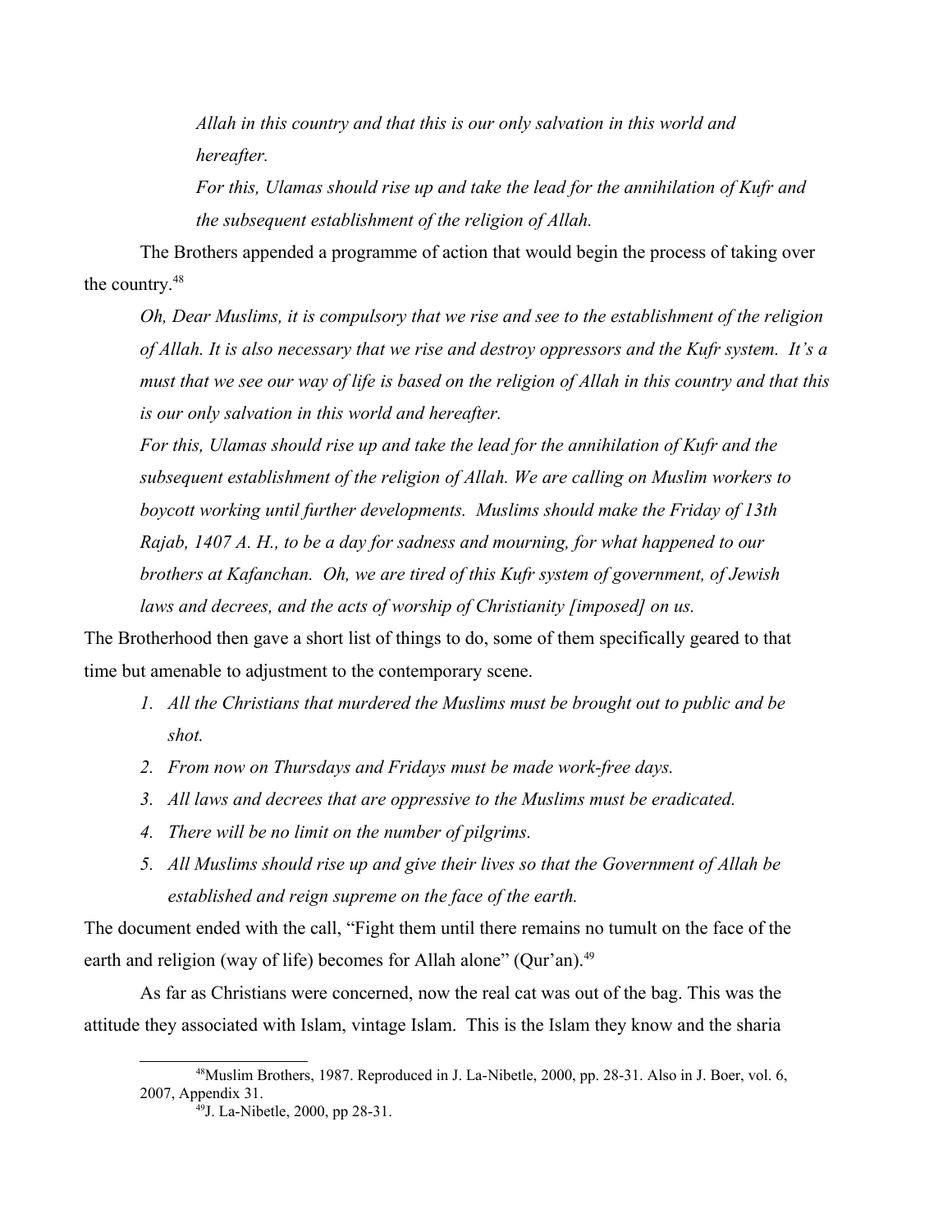> *Allah in this country and that this is our only salvation in this world and hereafter.*
>
> *For this, Ulamas should rise up and take the lead for the annihilation of Kufr and the subsequent establishment of the religion of Allah.*

The Brothers appended a programme of action that would begin the process of taking over the country.[48]

> *Oh, Dear Muslims, it is compulsory that we rise and see to the establishment of the religion of Allah. It is also necessary that we rise and destroy oppressors and the Kufr system. It's a must that we see our way of life is based on the religion of Allah in this country and that this is our only salvation in this world and hereafter.*
>
> *For this, Ulamas should rise up and take the lead for the annihilation of Kufr and the subsequent establishment of the religion of Allah. We are calling on Muslim workers to boycott working until further developments. Muslims should make the Friday of 13th Rajab, 1407 A. H., to be a day for sadness and mourning, for what happened to our brothers at Kafanchan. Oh, we are tired of this Kufr system of government, of Jewish laws and decrees, and the acts of worship of Christianity [imposed] on us.*

The Brotherhood then gave a short list of things to do, some of them specifically geared to that time but amenable to adjustment to the contemporary scene.

1. *All the Christians that murdered the Muslims must be brought out to public and be shot.*
2. *From now on Thursdays and Fridays must be made work-free days.*
3. *All laws and decrees that are oppressive to the Muslims must be eradicated.*
4. *There will be no limit on the number of pilgrims.*
5. *All Muslims should rise up and give their lives so that the Government of Allah be established and reign supreme on the face of the earth.*

The document ended with the call, "Fight them until there remains no tumult on the face of the earth and religion (way of life) becomes for Allah alone" (Qur'an).[49]

As far as Christians were concerned, now the real cat was out of the bag. This was the attitude they associated with Islam, vintage Islam. This is the Islam they know and the sharia

---

[48] Muslim Brothers, 1987. Reproduced in J. La-Nibetle, 2000, pp. 28-31. Also in J. Boer, vol. 6, 2007, Appendix 31.

[49] J. La-Nibetle, 2000, pp 28-31.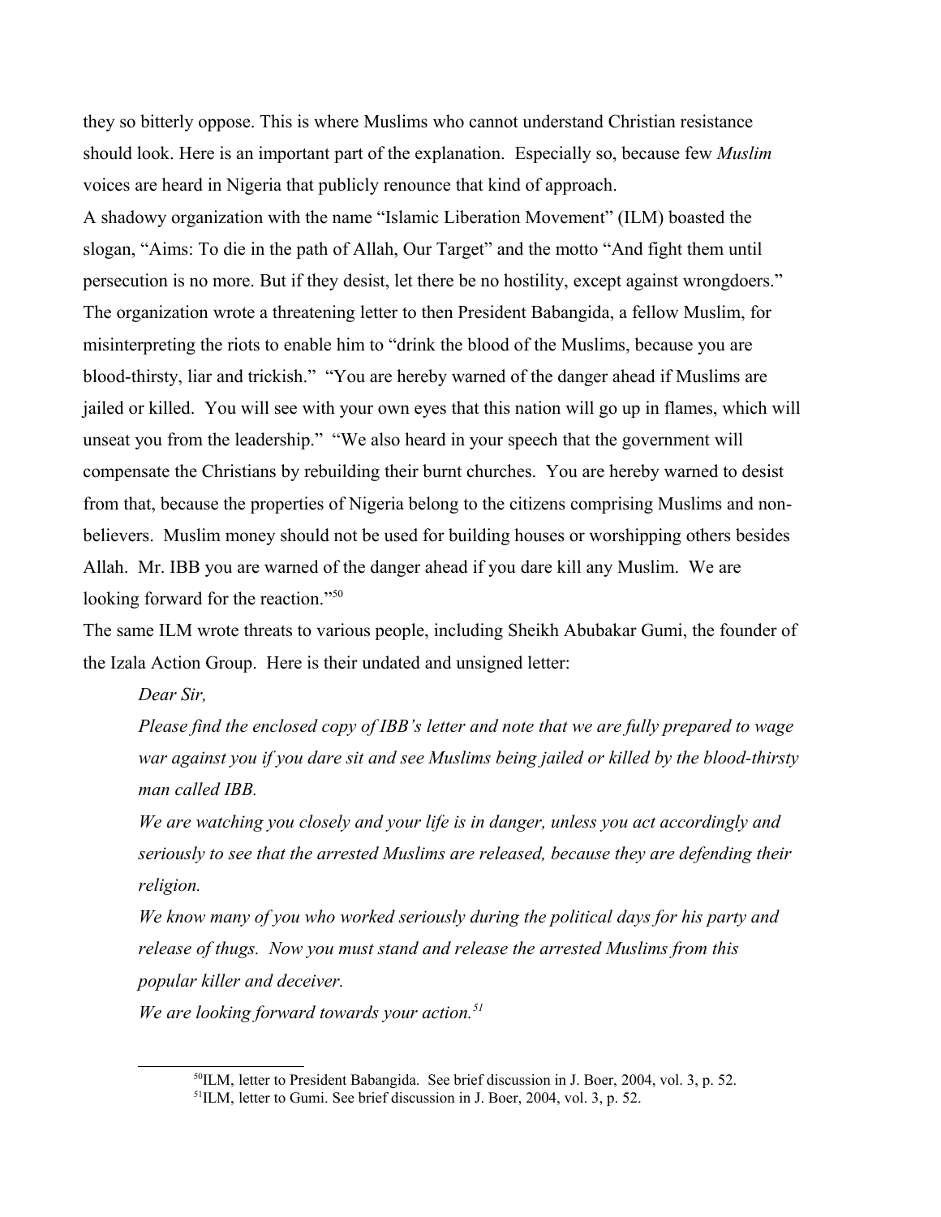they so bitterly oppose. This is where Muslims who cannot understand Christian resistance should look. Here is an important part of the explanation. Especially so, because few *Muslim* voices are heard in Nigeria that publicly renounce that kind of approach.

A shadowy organization with the name "Islamic Liberation Movement" (ILM) boasted the slogan, "Aims: To die in the path of Allah, Our Target" and the motto "And fight them until persecution is no more. But if they desist, let there be no hostility, except against wrongdoers." The organization wrote a threatening letter to then President Babangida, a fellow Muslim, for misinterpreting the riots to enable him to "drink the blood of the Muslims, because you are blood-thirsty, liar and trickish." "You are hereby warned of the danger ahead if Muslims are jailed or killed. You will see with your own eyes that this nation will go up in flames, which will unseat you from the leadership." "We also heard in your speech that the government will compensate the Christians by rebuilding their burnt churches. You are hereby warned to desist from that, because the properties of Nigeria belong to the citizens comprising Muslims and non-believers. Muslim money should not be used for building houses or worshipping others besides Allah. Mr. IBB you are warned of the danger ahead if you dare kill any Muslim. We are looking forward for the reaction."[50]

The same ILM wrote threats to various people, including Sheikh Abubakar Gumi, the founder of the Izala Action Group. Here is their undated and unsigned letter:

> *Dear Sir,*
>
> *Please find the enclosed copy of IBB's letter and note that we are fully prepared to wage war against you if you dare sit and see Muslims being jailed or killed by the blood-thirsty man called IBB.*
>
> *We are watching you closely and your life is in danger, unless you act accordingly and seriously to see that the arrested Muslims are released, because they are defending their religion.*
>
> *We know many of you who worked seriously during the political days for his party and release of thugs. Now you must stand and release the arrested Muslims from this popular killer and deceiver.*
>
> *We are looking forward towards your action.*[51]

---

[50] ILM, letter to President Babangida. See brief discussion in J. Boer, 2004, vol. 3, p. 52.

[51] ILM, letter to Gumi. See brief discussion in J. Boer, 2004, vol. 3, p. 52.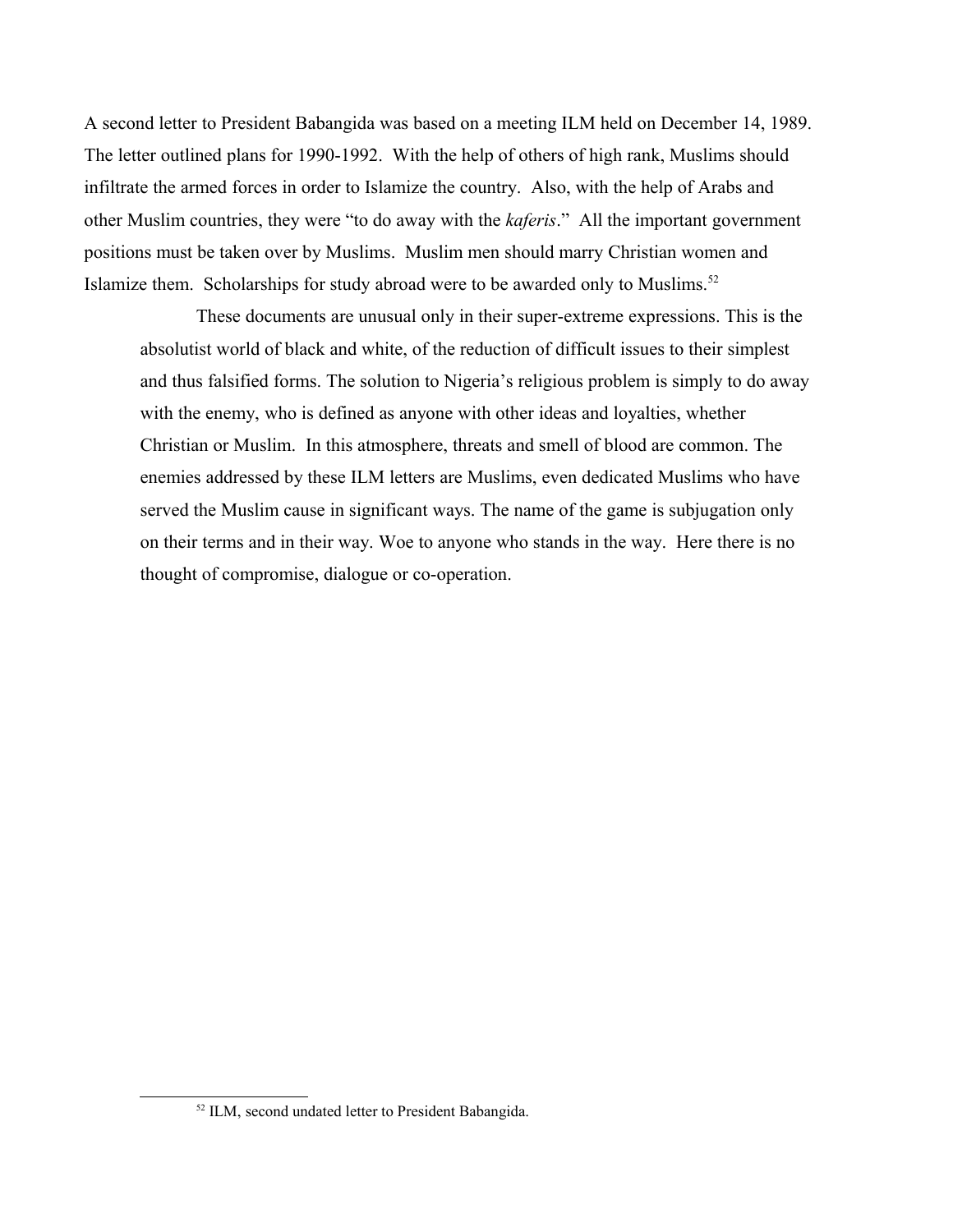A second letter to President Babangida was based on a meeting ILM held on December 14, 1989. The letter outlined plans for 1990-1992. With the help of others of high rank, Muslims should infiltrate the armed forces in order to Islamize the country. Also, with the help of Arabs and other Muslim countries, they were "to do away with the *kaferis*." All the important government positions must be taken over by Muslims. Muslim men should marry Christian women and Islamize them. Scholarships for study abroad were to be awarded only to Muslims.[52]

> These documents are unusual only in their super-extreme expressions. This is the absolutist world of black and white, of the reduction of difficult issues to their simplest and thus falsified forms. The solution to Nigeria's religious problem is simply to do away with the enemy, who is defined as anyone with other ideas and loyalties, whether Christian or Muslim. In this atmosphere, threats and smell of blood are common. The enemies addressed by these ILM letters are Muslims, even dedicated Muslims who have served the Muslim cause in significant ways. The name of the game is subjugation only on their terms and in their way. Woe to anyone who stands in the way. Here there is no thought of compromise, dialogue or co-operation.

[52] ILM, second undated letter to President Babangida.